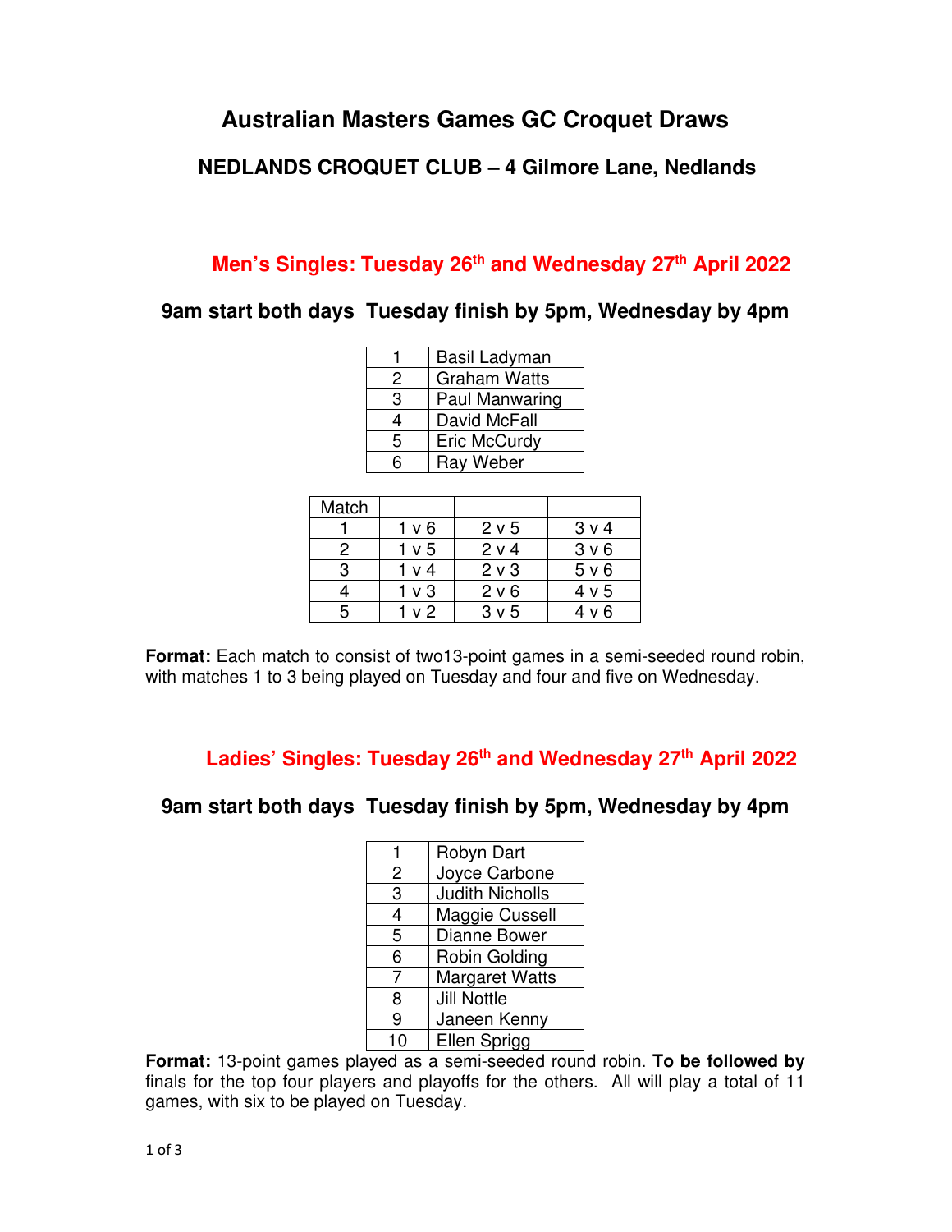# Australian Masters Games GC Croquet Draws

## NEDLANDS CROQUET CLUB – 4 Gilmore Lane, Nedlands

### Men's Singles: Tuesday 26th and Wednesday 27th April 2022

### 9am start both days Tuesday finish by 5pm, Wednesday by 4pm

| | |
|---|---|
| 1 | Basil Ladyman |
| 2 | Graham Watts |
| 3 | Paul Manwaring |
| 4 | David McFall |
| 5 | Eric McCurdy |
| 6 | Ray Weber |

| Match | | | |
|---|---|---|---|
| 1 | 1 v 6 | 2 v 5 | 3 v 4 |
| 2 | 1 v 5 | 2 v 4 | 3 v 6 |
| 3 | 1 v 4 | 2 v 3 | 5 v 6 |
| 4 | 1 v 3 | 2 v 6 | 4 v 5 |
| 5 | 1 v 2 | 3 v 5 | 4 v 6 |

**Format:** Each match to consist of two13-point games in a semi-seeded round robin, with matches 1 to 3 being played on Tuesday and four and five on Wednesday.

### Ladies' Singles: Tuesday 26th and Wednesday 27th April 2022

### 9am start both days Tuesday finish by 5pm, Wednesday by 4pm

| | |
|---|---|
| 1 | Robyn Dart |
| 2 | Joyce Carbone |
| 3 | Judith Nicholls |
| 4 | Maggie Cussell |
| 5 | Dianne Bower |
| 6 | Robin Golding |
| 7 | Margaret Watts |
| 8 | Jill Nottle |
| 9 | Janeen Kenny |
| 10 | Ellen Sprigg |

**Format:** 13-point games played as a semi-seeded round robin. **To be followed by** finals for the top four players and playoffs for the others. All will play a total of 11 games, with six to be played on Tuesday.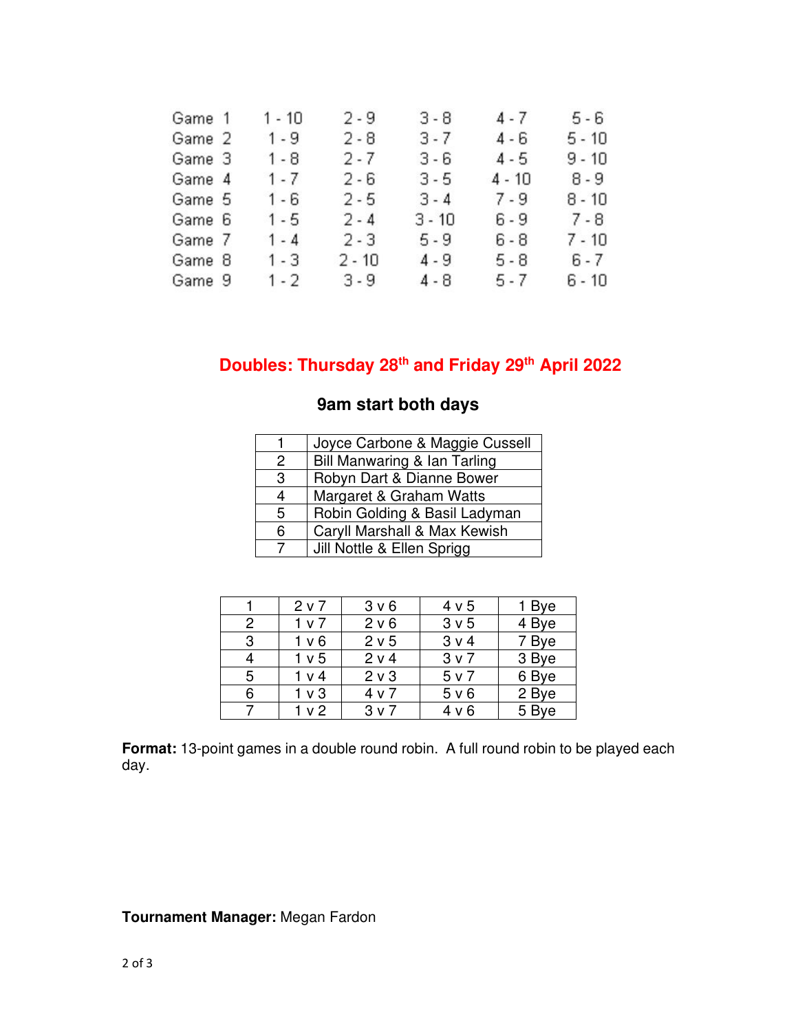| Game | | | | | |
|---|---|---|---|---|---|
| Game 1 | 1 - 10 | 2 - 9 | 3 - 8 | 4 - 7 | 5 - 6 |
| Game 2 | 1 - 9 | 2 - 8 | 3 - 7 | 4 - 6 | 5 - 10 |
| Game 3 | 1 - 8 | 2 - 7 | 3 - 6 | 4 - 5 | 9 - 10 |
| Game 4 | 1 - 7 | 2 - 6 | 3 - 5 | 4 - 10 | 8 - 9 |
| Game 5 | 1 - 6 | 2 - 5 | 3 - 4 | 7 - 9 | 8 - 10 |
| Game 6 | 1 - 5 | 2 - 4 | 3 - 10 | 6 - 9 | 7 - 8 |
| Game 7 | 1 - 4 | 2 - 3 | 5 - 9 | 6 - 8 | 7 - 10 |
| Game 8 | 1 - 3 | 2 - 10 | 4 - 9 | 5 - 8 | 6 - 7 |
| Game 9 | 1 - 2 | 3 - 9 | 4 - 8 | 5 - 7 | 6 - 10 |

## Doubles: Thursday 28th and Friday 29th April 2022

### 9am start both days

| | |
|---|---|
| 1 | Joyce Carbone & Maggie Cussell |
| 2 | Bill Manwaring & Ian Tarling |
| 3 | Robyn Dart & Dianne Bower |
| 4 | Margaret & Graham Watts |
| 5 | Robin Golding & Basil Ladyman |
| 6 | Caryll Marshall & Max Kewish |
| 7 | Jill Nottle & Ellen Sprigg |

| | | | | |
|---|---|---|---|---|
| 1 | 2 v 7 | 3 v 6 | 4 v 5 | 1 Bye |
| 2 | 1 v 7 | 2 v 6 | 3 v 5 | 4 Bye |
| 3 | 1 v 6 | 2 v 5 | 3 v 4 | 7 Bye |
| 4 | 1 v 5 | 2 v 4 | 3 v 7 | 3 Bye |
| 5 | 1 v 4 | 2 v 3 | 5 v 7 | 6 Bye |
| 6 | 1 v 3 | 4 v 7 | 5 v 6 | 2 Bye |
| 7 | 1 v 2 | 3 v 7 | 4 v 6 | 5 Bye |

**Format:** 13-point games in a double round robin. A full round robin to be played each day.

**Tournament Manager:** Megan Fardon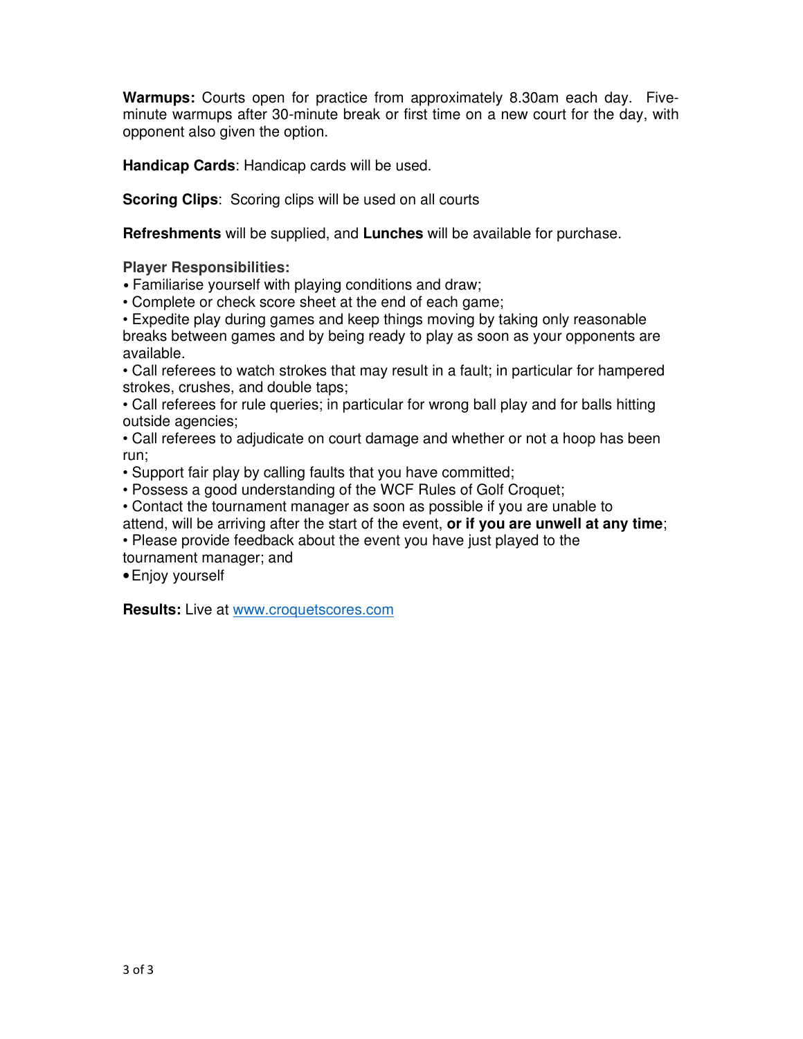**Warmups:** Courts open for practice from approximately 8.30am each day. Five-minute warmups after 30-minute break or first time on a new court for the day, with opponent also given the option.

**Handicap Cards**: Handicap cards will be used.

**Scoring Clips**: Scoring clips will be used on all courts

**Refreshments** will be supplied, and **Lunches** will be available for purchase.

**Player Responsibilities:**

- Familiarise yourself with playing conditions and draw;
- Complete or check score sheet at the end of each game;
- Expedite play during games and keep things moving by taking only reasonable breaks between games and by being ready to play as soon as your opponents are available.
- Call referees to watch strokes that may result in a fault; in particular for hampered strokes, crushes, and double taps;
- Call referees for rule queries; in particular for wrong ball play and for balls hitting outside agencies;
- Call referees to adjudicate on court damage and whether or not a hoop has been run;
- Support fair play by calling faults that you have committed;
- Possess a good understanding of the WCF Rules of Golf Croquet;
- Contact the tournament manager as soon as possible if you are unable to attend, will be arriving after the start of the event, **or if you are unwell at any time**;
- Please provide feedback about the event you have just played to the tournament manager; and
- Enjoy yourself

**Results:** Live at [www.croquetscores.com](www.croquetscores.com)